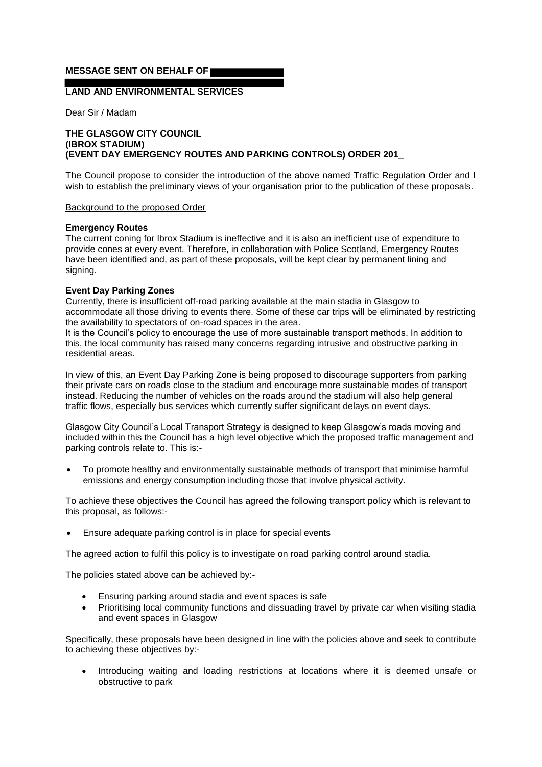**MESSAGE SENT ON BEHALF OF**

**LAND AND ENVIRONMENTAL SERVICES**

Dear Sir / Madam

**THE GLASGOW CITY COUNCIL**
**(IBROX STADIUM)**
**(EVENT DAY EMERGENCY ROUTES AND PARKING CONTROLS) ORDER 201_**

The Council propose to consider the introduction of the above named Traffic Regulation Order and I wish to establish the preliminary views of your organisation prior to the publication of these proposals.

Background to the proposed Order

**Emergency Routes**

The current coning for Ibrox Stadium is ineffective and it is also an inefficient use of expenditure to provide cones at every event. Therefore, in collaboration with Police Scotland, Emergency Routes have been identified and, as part of these proposals, will be kept clear by permanent lining and signing.

**Event Day Parking Zones**

Currently, there is insufficient off-road parking available at the main stadia in Glasgow to accommodate all those driving to events there. Some of these car trips will be eliminated by restricting the availability to spectators of on-road spaces in the area.

It is the Council's policy to encourage the use of more sustainable transport methods. In addition to this, the local community has raised many concerns regarding intrusive and obstructive parking in residential areas.

In view of this, an Event Day Parking Zone is being proposed to discourage supporters from parking their private cars on roads close to the stadium and encourage more sustainable modes of transport instead. Reducing the number of vehicles on the roads around the stadium will also help general traffic flows, especially bus services which currently suffer significant delays on event days.

Glasgow City Council's Local Transport Strategy is designed to keep Glasgow's roads moving and included within this the Council has a high level objective which the proposed traffic management and parking controls relate to. This is:-

- To promote healthy and environmentally sustainable methods of transport that minimise harmful emissions and energy consumption including those that involve physical activity.

To achieve these objectives the Council has agreed the following transport policy which is relevant to this proposal, as follows:-

- Ensure adequate parking control is in place for special events

The agreed action to fulfil this policy is to investigate on road parking control around stadia.

The policies stated above can be achieved by:-

- Ensuring parking around stadia and event spaces is safe
- Prioritising local community functions and dissuading travel by private car when visiting stadia and event spaces in Glasgow

Specifically, these proposals have been designed in line with the policies above and seek to contribute to achieving these objectives by:-

- Introducing waiting and loading restrictions at locations where it is deemed unsafe or obstructive to park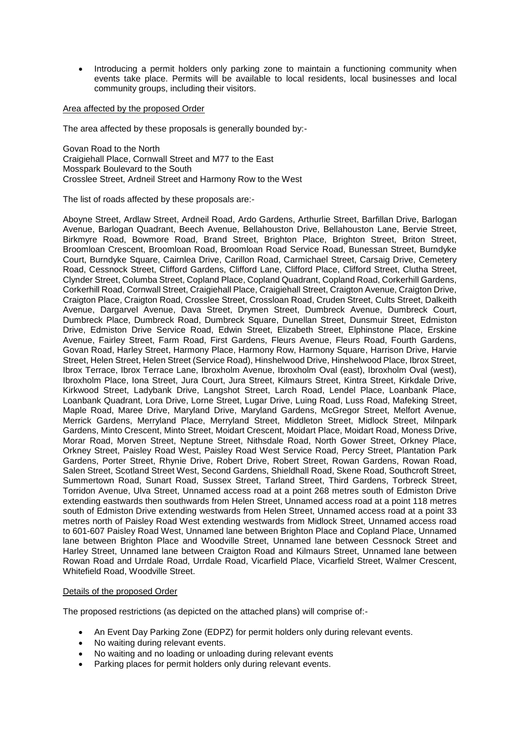- Introducing a permit holders only parking zone to maintain a functioning community when events take place. Permits will be available to local residents, local businesses and local community groups, including their visitors.

Area affected by the proposed Order

The area affected by these proposals is generally bounded by:-

Govan Road to the North
Craigiehall Place, Cornwall Street and M77 to the East
Mosspark Boulevard to the South
Crosslee Street, Ardneil Street and Harmony Row to the West

The list of roads affected by these proposals are:-

Aboyne Street, Ardlaw Street, Ardneil Road, Ardo Gardens, Arthurlie Street, Barfillan Drive, Barlogan Avenue, Barlogan Quadrant, Beech Avenue, Bellahouston Drive, Bellahouston Lane, Bervie Street, Birkmyre Road, Bowmore Road, Brand Street, Brighton Place, Brighton Street, Briton Street, Broomloan Crescent, Broomloan Road, Broomloan Road Service Road, Bunessan Street, Burndyke Court, Burndyke Square, Cairnlea Drive, Carillon Road, Carmichael Street, Carsaig Drive, Cemetery Road, Cessnock Street, Clifford Gardens, Clifford Lane, Clifford Place, Clifford Street, Clutha Street, Clynder Street, Columba Street, Copland Place, Copland Quadrant, Copland Road, Corkerhill Gardens, Corkerhill Road, Cornwall Street, Craigiehall Place, Craigiehall Street, Craigton Avenue, Craigton Drive, Craigton Place, Craigton Road, Crosslee Street, Crossloan Road, Cruden Street, Cults Street, Dalkeith Avenue, Dargarvel Avenue, Dava Street, Drymen Street, Dumbreck Avenue, Dumbreck Court, Dumbreck Place, Dumbreck Road, Dumbreck Square, Dunellan Street, Dunsmuir Street, Edmiston Drive, Edmiston Drive Service Road, Edwin Street, Elizabeth Street, Elphinstone Place, Erskine Avenue, Fairley Street, Farm Road, First Gardens, Fleurs Avenue, Fleurs Road, Fourth Gardens, Govan Road, Harley Street, Harmony Place, Harmony Row, Harmony Square, Harrison Drive, Harvie Street, Helen Street, Helen Street (Service Road), Hinshelwood Drive, Hinshelwood Place, Ibrox Street, Ibrox Terrace, Ibrox Terrace Lane, Ibroxholm Avenue, Ibroxholm Oval (east), Ibroxholm Oval (west), Ibroxholm Place, Iona Street, Jura Court, Jura Street, Kilmaurs Street, Kintra Street, Kirkdale Drive, Kirkwood Street, Ladybank Drive, Langshot Street, Larch Road, Lendel Place, Loanbank Place, Loanbank Quadrant, Lora Drive, Lorne Street, Lugar Drive, Luing Road, Luss Road, Mafeking Street, Maple Road, Maree Drive, Maryland Drive, Maryland Gardens, McGregor Street, Melfort Avenue, Merrick Gardens, Merryland Place, Merryland Street, Middleton Street, Midlock Street, Milnpark Gardens, Minto Crescent, Minto Street, Moidart Crescent, Moidart Place, Moidart Road, Moness Drive, Morar Road, Morven Street, Neptune Street, Nithsdale Road, North Gower Street, Orkney Place, Orkney Street, Paisley Road West, Paisley Road West Service Road, Percy Street, Plantation Park Gardens, Porter Street, Rhynie Drive, Robert Drive, Robert Street, Rowan Gardens, Rowan Road, Salen Street, Scotland Street West, Second Gardens, Shieldhall Road, Skene Road, Southcroft Street, Summertown Road, Sunart Road, Sussex Street, Tarland Street, Third Gardens, Torbreck Street, Torridon Avenue, Ulva Street, Unnamed access road at a point 268 metres south of Edmiston Drive extending eastwards then southwards from Helen Street, Unnamed access road at a point 118 metres south of Edmiston Drive extending westwards from Helen Street, Unnamed access road at a point 33 metres north of Paisley Road West extending westwards from Midlock Street, Unnamed access road to 601-607 Paisley Road West, Unnamed lane between Brighton Place and Copland Place, Unnamed lane between Brighton Place and Woodville Street, Unnamed lane between Cessnock Street and Harley Street, Unnamed lane between Craigton Road and Kilmaurs Street, Unnamed lane between Rowan Road and Urrdale Road, Urrdale Road, Vicarfield Place, Vicarfield Street, Walmer Crescent, Whitefield Road, Woodville Street.

Details of the proposed Order

The proposed restrictions (as depicted on the attached plans) will comprise of:-

- An Event Day Parking Zone (EDPZ) for permit holders only during relevant events.
- No waiting during relevant events.
- No waiting and no loading or unloading during relevant events
- Parking places for permit holders only during relevant events.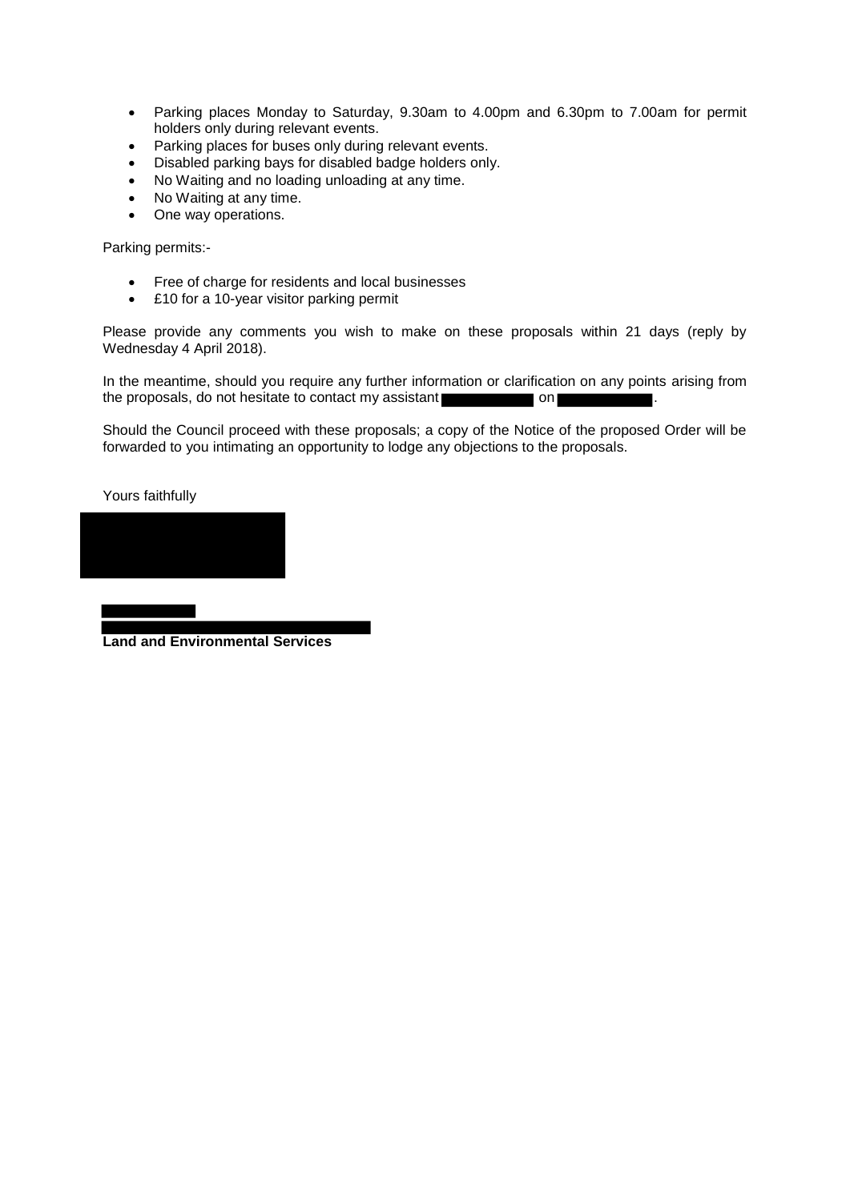- Parking places Monday to Saturday, 9.30am to 4.00pm and 6.30pm to 7.00am for permit holders only during relevant events.
- Parking places for buses only during relevant events.
- Disabled parking bays for disabled badge holders only.
- No Waiting and no loading unloading at any time.
- No Waiting at any time.
- One way operations.

Parking permits:-

- Free of charge for residents and local businesses
- £10 for a 10-year visitor parking permit

Please provide any comments you wish to make on these proposals within 21 days (reply by Wednesday 4 April 2018).

In the meantime, should you require any further information or clarification on any points arising from the proposals, do not hesitate to contact my assistant on .

Should the Council proceed with these proposals; a copy of the Notice of the proposed Order will be forwarded to you intimating an opportunity to lodge any objections to the proposals.

Yours faithfully

**Land and Environmental Services**